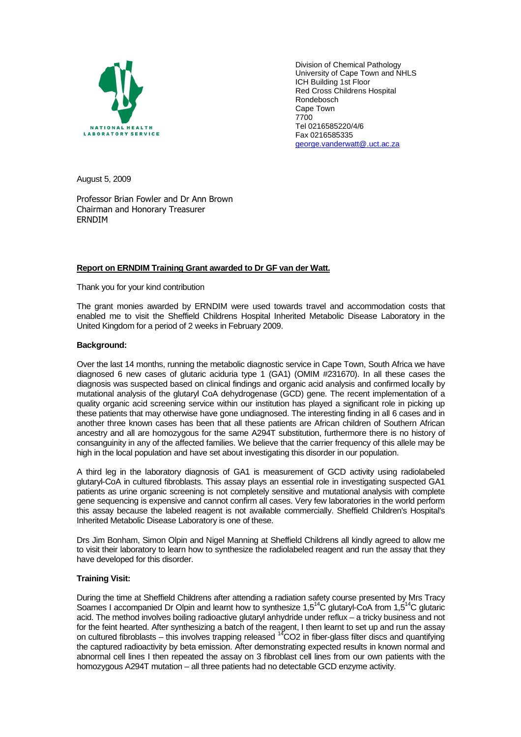NATIONAL HEALTH LABORATORY SERVICE

Division of Chemical Pathology
University of Cape Town and NHLS
ICH Building 1st Floor
Red Cross Childrens Hospital
Rondebosch
Cape Town
7700
Tel 0216585220/4/6
Fax 0216585335
george.vanderwatt@.uct.ac.za

August 5, 2009

Professor Brian Fowler and Dr Ann Brown
Chairman and Honorary Treasurer
ERNDIM

**Report on ERNDIM Training Grant awarded to Dr GF van der Watt.**

Thank you for your kind contribution

The grant monies awarded by ERNDIM were used towards travel and accommodation costs that enabled me to visit the Sheffield Childrens Hospital Inherited Metabolic Disease Laboratory in the United Kingdom for a period of 2 weeks in February 2009.

**Background:**

Over the last 14 months, running the metabolic diagnostic service in Cape Town, South Africa we have diagnosed 6 new cases of glutaric aciduria type 1 (GA1) (OMIM #231670). In all these cases the diagnosis was suspected based on clinical findings and organic acid analysis and confirmed locally by mutational analysis of the glutaryl CoA dehydrogenase (GCD) gene. The recent implementation of a quality organic acid screening service within our institution has played a significant role in picking up these patients that may otherwise have gone undiagnosed. The interesting finding in all 6 cases and in another three known cases has been that all these patients are African children of Southern African ancestry and all are homozygous for the same A294T substitution, furthermore there is no history of consanguinity in any of the affected families. We believe that the carrier frequency of this allele may be high in the local population and have set about investigating this disorder in our population.

A third leg in the laboratory diagnosis of GA1 is measurement of GCD activity using radiolabeled glutaryl-CoA in cultured fibroblasts. This assay plays an essential role in investigating suspected GA1 patients as urine organic screening is not completely sensitive and mutational analysis with complete gene sequencing is expensive and cannot confirm all cases. Very few laboratories in the world perform this assay because the labeled reagent is not available commercially. Sheffield Children's Hospital's Inherited Metabolic Disease Laboratory is one of these.

Drs Jim Bonham, Simon Olpin and Nigel Manning at Sheffield Childrens all kindly agreed to allow me to visit their laboratory to learn how to synthesize the radiolabeled reagent and run the assay that they have developed for this disorder.

**Training Visit:**

During the time at Sheffield Childrens after attending a radiation safety course presented by Mrs Tracy Soames I accompanied Dr Olpin and learnt how to synthesize 1,5$^{14}$C glutaryl-CoA from 1,5$^{14}$C glutaric acid. The method involves boiling radioactive glutaryl anhydride under reflux – a tricky business and not for the feint hearted. After synthesizing a batch of the reagent, I then learnt to set up and run the assay on cultured fibroblasts – this involves trapping released $^{14}CO_2$ in fiber-glass filter discs and quantifying the captured radioactivity by beta emission. After demonstrating expected results in known normal and abnormal cell lines I then repeated the assay on 3 fibroblast cell lines from our own patients with the homozygous A294T mutation – all three patients had no detectable GCD enzyme activity.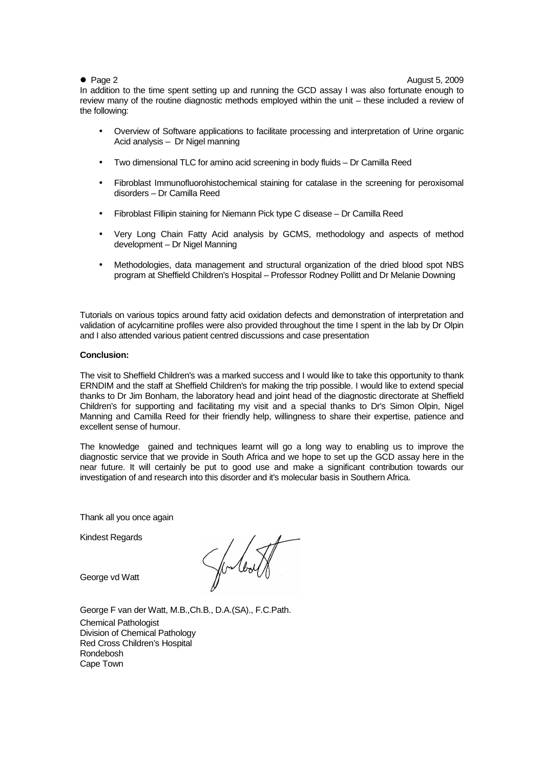In addition to the time spent setting up and running the GCD assay I was also fortunate enough to review many of the routine diagnostic methods employed within the unit – these included a review of the following:

- Overview of Software applications to facilitate processing and interpretation of Urine organic Acid analysis – Dr Nigel manning
- Two dimensional TLC for amino acid screening in body fluids – Dr Camilla Reed
- Fibroblast Immunofluorohistochemical staining for catalase in the screening for peroxisomal disorders – Dr Camilla Reed
- Fibroblast Fillipin staining for Niemann Pick type C disease – Dr Camilla Reed
- Very Long Chain Fatty Acid analysis by GCMS, methodology and aspects of method development – Dr Nigel Manning
- Methodologies, data management and structural organization of the dried blood spot NBS program at Sheffield Children's Hospital – Professor Rodney Pollitt and Dr Melanie Downing

Tutorials on various topics around fatty acid oxidation defects and demonstration of interpretation and validation of acylcarnitine profiles were also provided throughout the time I spent in the lab by Dr Olpin and I also attended various patient centred discussions and case presentation

**Conclusion:**

The visit to Sheffield Children's was a marked success and I would like to take this opportunity to thank ERNDIM and the staff at Sheffield Children's for making the trip possible. I would like to extend special thanks to Dr Jim Bonham, the laboratory head and joint head of the diagnostic directorate at Sheffield Children's for supporting and facilitating my visit and a special thanks to Dr's Simon Olpin, Nigel Manning and Camilla Reed for their friendly help, willingness to share their expertise, patience and excellent sense of humour.

The knowledge gained and techniques learnt will go a long way to enabling us to improve the diagnostic service that we provide in South Africa and we hope to set up the GCD assay here in the near future. It will certainly be put to good use and make a significant contribution towards our investigation of and research into this disorder and it's molecular basis in Southern Africa.

Thank all you once again

Kindest Regards

George vd Watt

George F van der Watt, M.B.,Ch.B., D.A.(SA)., F.C.Path.
Chemical Pathologist
Division of Chemical Pathology
Red Cross Children's Hospital
Rondebosh
Cape Town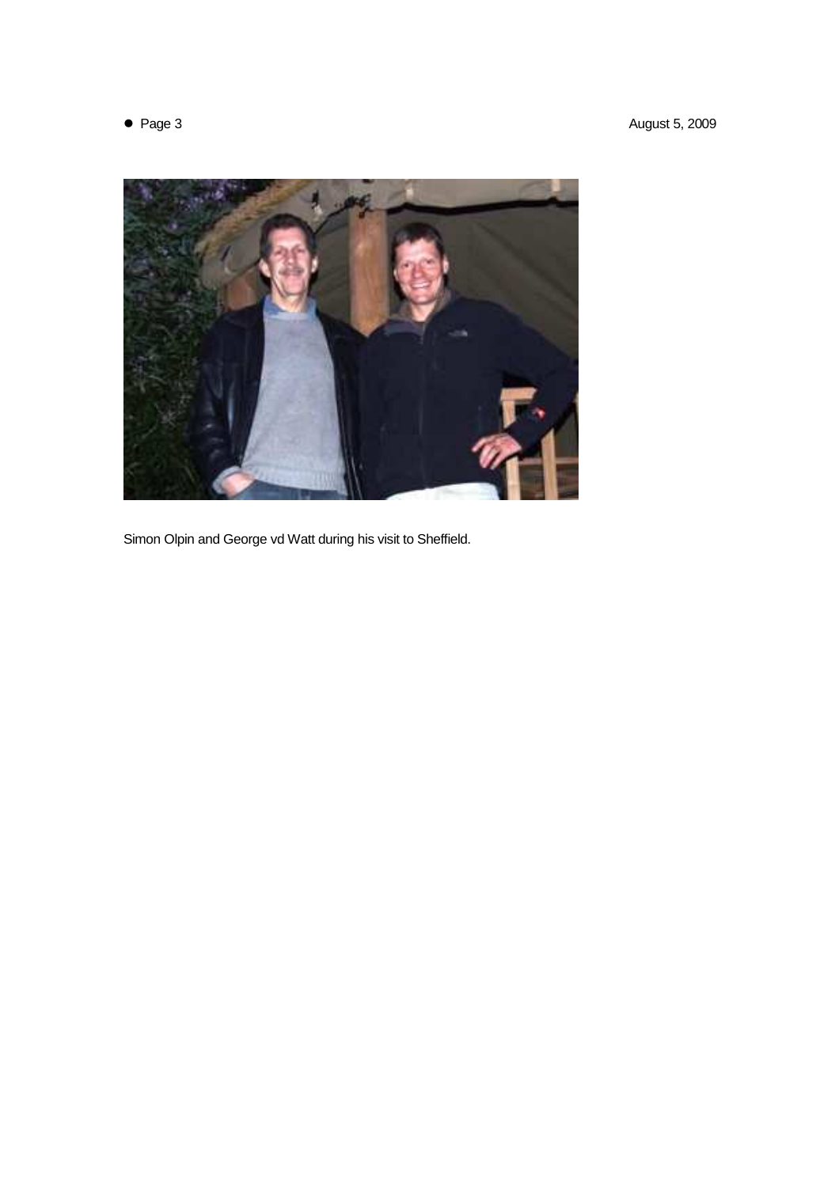Simon Olpin and George vd Watt during his visit to Sheffield.